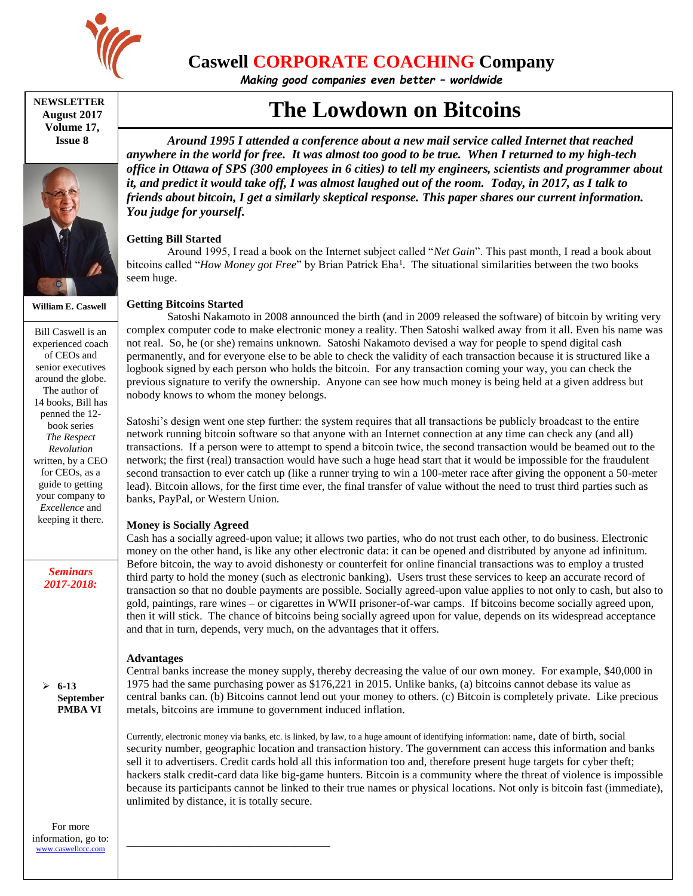# Caswell CORPORATE COACHING Company

*Making good companies even better – worldwide*

**NEWSLETTER**
**August 2017**
**Volume 17, Issue 8**

**William E. Caswell**

Bill Caswell is an experienced coach of CEOs and senior executives around the globe. The author of 14 books, Bill has penned the 12-book series *The Respect Revolution* written, by a CEO for CEOs, as a guide to getting your company to *Excellence* and keeping it there.

***Seminars 2017-2018:***

- **6-13 September PMBA VI**

For more information, go to: www.caswellccc.com

# The Lowdown on Bitcoins

***Around 1995 I attended a conference about a new mail service called Internet that reached anywhere in the world for free. It was almost too good to be true. When I returned to my high-tech office in Ottawa of SPS (300 employees in 6 cities) to tell my engineers, scientists and programmer about it, and predict it would take off, I was almost laughed out of the room. Today, in 2017, as I talk to friends about bitcoin, I get a similarly skeptical response. This paper shares our current information. You judge for yourself.***

**Getting Bill Started**

Around 1995, I read a book on the Internet subject called "*Net Gain*". This past month, I read a book about bitcoins called "*How Money got Free*" by Brian Patrick Eha[1]. The situational similarities between the two books seem huge.

**Getting Bitcoins Started**

Satoshi Nakamoto in 2008 announced the birth (and in 2009 released the software) of bitcoin by writing very complex computer code to make electronic money a reality. Then Satoshi walked away from it all. Even his name was not real. So, he (or she) remains unknown. Satoshi Nakamoto devised a way for people to spend digital cash permanently, and for everyone else to be able to check the validity of each transaction because it is structured like a logbook signed by each person who holds the bitcoin. For any transaction coming your way, you can check the previous signature to verify the ownership. Anyone can see how much money is being held at a given address but nobody knows to whom the money belongs.

Satoshi's design went one step further: the system requires that all transactions be publicly broadcast to the entire network running bitcoin software so that anyone with an Internet connection at any time can check any (and all) transactions. If a person were to attempt to spend a bitcoin twice, the second transaction would be beamed out to the network; the first (real) transaction would have such a huge head start that it would be impossible for the fraudulent second transaction to ever catch up (like a runner trying to win a 100-meter race after giving the opponent a 50-meter lead). Bitcoin allows, for the first time ever, the final transfer of value without the need to trust third parties such as banks, PayPal, or Western Union.

**Money is Socially Agreed**

Cash has a socially agreed-upon value; it allows two parties, who do not trust each other, to do business. Electronic money on the other hand, is like any other electronic data: it can be opened and distributed by anyone ad infinitum. Before bitcoin, the way to avoid dishonesty or counterfeit for online financial transactions was to employ a trusted third party to hold the money (such as electronic banking). Users trust these services to keep an accurate record of transaction so that no double payments are possible. Socially agreed-upon value applies to not only to cash, but also to gold, paintings, rare wines – or cigarettes in WWII prisoner-of-war camps. If bitcoins become socially agreed upon, then it will stick. The chance of bitcoins being socially agreed upon for value, depends on its widespread acceptance and that in turn, depends, very much, on the advantages that it offers.

**Advantages**

Central banks increase the money supply, thereby decreasing the value of our own money. For example, $40,000 in 1975 had the same purchasing power as $176,221 in 2015. Unlike banks, (a) bitcoins cannot debase its value as central banks can. (b) Bitcoins cannot lend out your money to others. (c) Bitcoin is completely private. Like precious metals, bitcoins are immune to government induced inflation.

Currently, electronic money via banks, etc. is linked, by law, to a huge amount of identifying information: name, date of birth, social security number, geographic location and transaction history. The government can access this information and banks sell it to advertisers. Credit cards hold all this information too and, therefore present huge targets for cyber theft; hackers stalk credit-card data like big-game hunters. Bitcoin is a community where the threat of violence is impossible because its participants cannot be linked to their true names or physical locations. Not only is bitcoin fast (immediate), unlimited by distance, it is totally secure.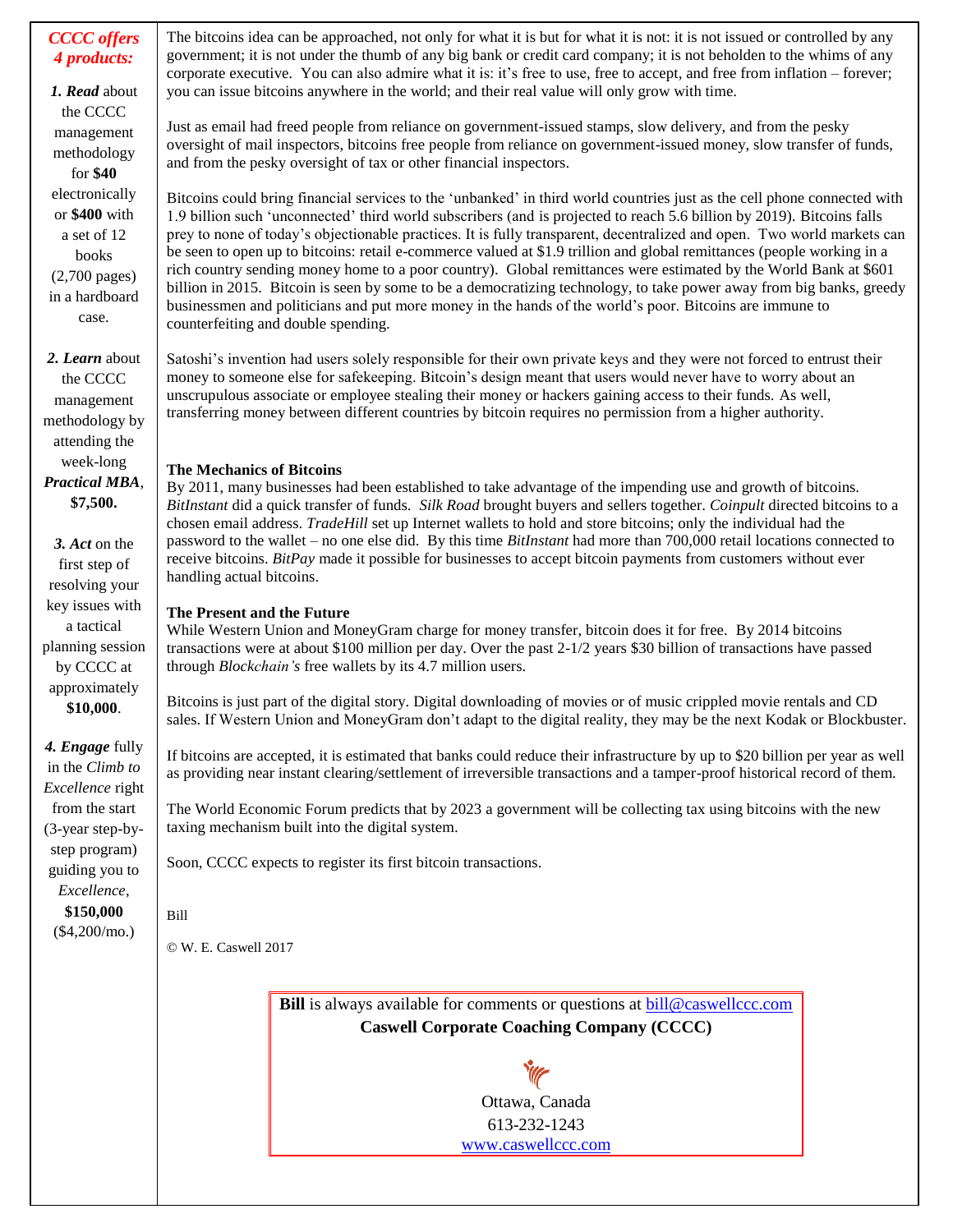***CCCC offers 4 products:***

***1. Read*** about the CCCC management methodology for **$40** electronically or **$400** with a set of 12 books (2,700 pages) in a hardboard case.

***2. Learn*** about the CCCC management methodology by attending the week-long ***Practical MBA***, **$7,500.**

***3. Act*** on the first step of resolving your key issues with a tactical planning session by CCCC at approximately **$10,000**.

***4. Engage*** fully in the *Climb to Excellence* right from the start (3-year step-by-step program) guiding you to *Excellence*, **$150,000** ($4,200/mo.)

The bitcoins idea can be approached, not only for what it is but for what it is not: it is not issued or controlled by any government; it is not under the thumb of any big bank or credit card company; it is not beholden to the whims of any corporate executive. You can also admire what it is: it's free to use, free to accept, and free from inflation – forever; you can issue bitcoins anywhere in the world; and their real value will only grow with time.

Just as email had freed people from reliance on government-issued stamps, slow delivery, and from the pesky oversight of mail inspectors, bitcoins free people from reliance on government-issued money, slow transfer of funds, and from the pesky oversight of tax or other financial inspectors.

Bitcoins could bring financial services to the 'unbanked' in third world countries just as the cell phone connected with 1.9 billion such 'unconnected' third world subscribers (and is projected to reach 5.6 billion by 2019). Bitcoins falls prey to none of today's objectionable practices. It is fully transparent, decentralized and open. Two world markets can be seen to open up to bitcoins: retail e-commerce valued at $1.9 trillion and global remittances (people working in a rich country sending money home to a poor country). Global remittances were estimated by the World Bank at $601 billion in 2015. Bitcoin is seen by some to be a democratizing technology, to take power away from big banks, greedy businessmen and politicians and put more money in the hands of the world's poor. Bitcoins are immune to counterfeiting and double spending.

Satoshi's invention had users solely responsible for their own private keys and they were not forced to entrust their money to someone else for safekeeping. Bitcoin's design meant that users would never have to worry about an unscrupulous associate or employee stealing their money or hackers gaining access to their funds. As well, transferring money between different countries by bitcoin requires no permission from a higher authority.

**The Mechanics of Bitcoins**

By 2011, many businesses had been established to take advantage of the impending use and growth of bitcoins. *BitInstant* did a quick transfer of funds. *Silk Road* brought buyers and sellers together. *Coinpult* directed bitcoins to a chosen email address. *TradeHill* set up Internet wallets to hold and store bitcoins; only the individual had the password to the wallet – no one else did. By this time *BitInstant* had more than 700,000 retail locations connected to receive bitcoins. *BitPay* made it possible for businesses to accept bitcoin payments from customers without ever handling actual bitcoins.

**The Present and the Future**

While Western Union and MoneyGram charge for money transfer, bitcoin does it for free. By 2014 bitcoins transactions were at about $100 million per day. Over the past 2-1/2 years $30 billion of transactions have passed through *Blockchain's* free wallets by its 4.7 million users.

Bitcoins is just part of the digital story. Digital downloading of movies or of music crippled movie rentals and CD sales. If Western Union and MoneyGram don't adapt to the digital reality, they may be the next Kodak or Blockbuster.

If bitcoins are accepted, it is estimated that banks could reduce their infrastructure by up to $20 billion per year as well as providing near instant clearing/settlement of irreversible transactions and a tamper-proof historical record of them.

The World Economic Forum predicts that by 2023 a government will be collecting tax using bitcoins with the new taxing mechanism built into the digital system.

Soon, CCCC expects to register its first bitcoin transactions.

Bill

© W. E. Caswell 2017

**Bill** is always available for comments or questions at bill@caswellccc.com
**Caswell Corporate Coaching Company (CCCC)**

Ottawa, Canada
613-232-1243
www.caswellccc.com